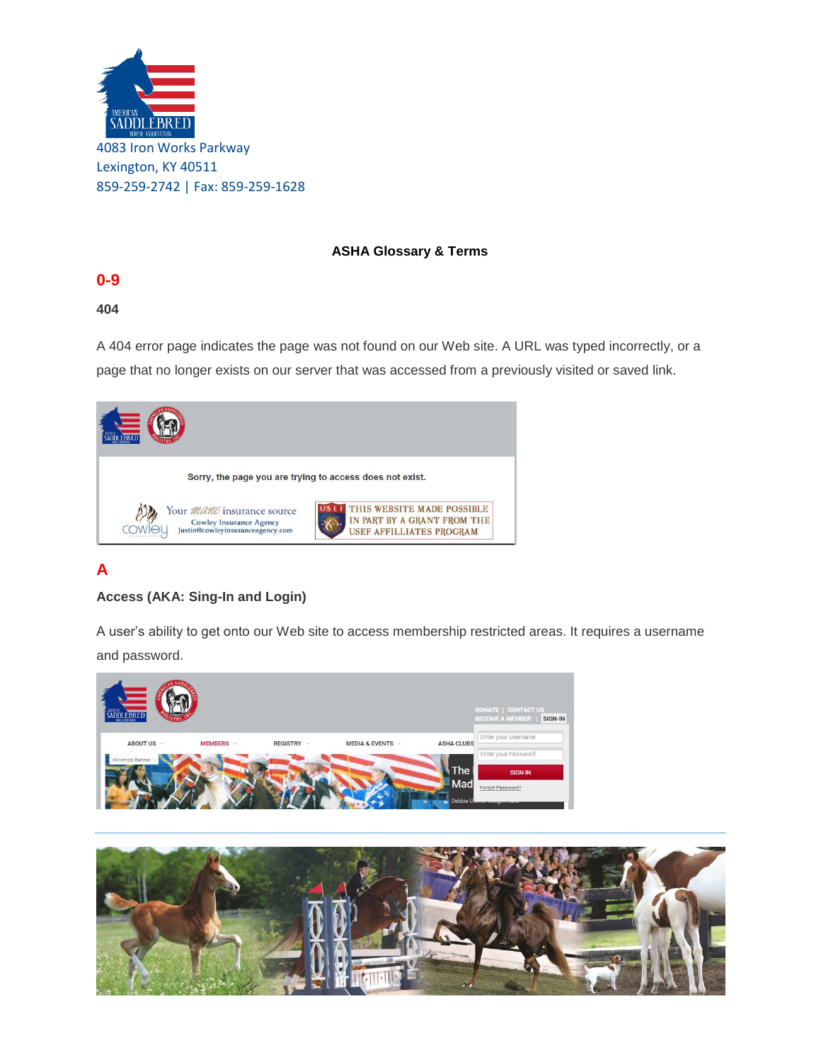4083 Iron Works Parkway
Lexington, KY 40511
859-259-2742 | Fax: 859-259-1628

**ASHA Glossary & Terms**

## 0-9

### 404

A 404 error page indicates the page was not found on our Web site. A URL was typed incorrectly, or a page that no longer exists on our server that was accessed from a previously visited or saved link.

## A

### Access (AKA: Sing-In and Login)

A user's ability to get onto our Web site to access membership restricted areas. It requires a username and password.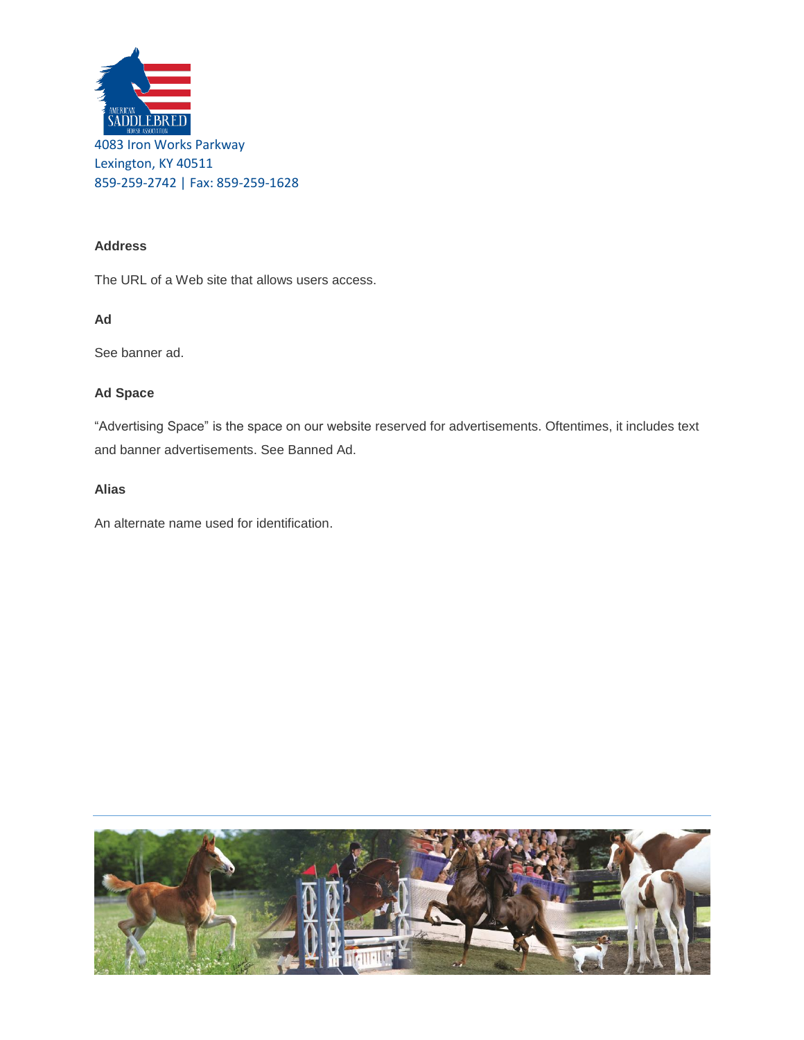4083 Iron Works Parkway
Lexington, KY 40511
859-259-2742 | Fax: 859-259-1628

**Address**

The URL of a Web site that allows users access.

**Ad**

See banner ad.

**Ad Space**

"Advertising Space" is the space on our website reserved for advertisements. Oftentimes, it includes text and banner advertisements. See Banned Ad.

**Alias**

An alternate name used for identification.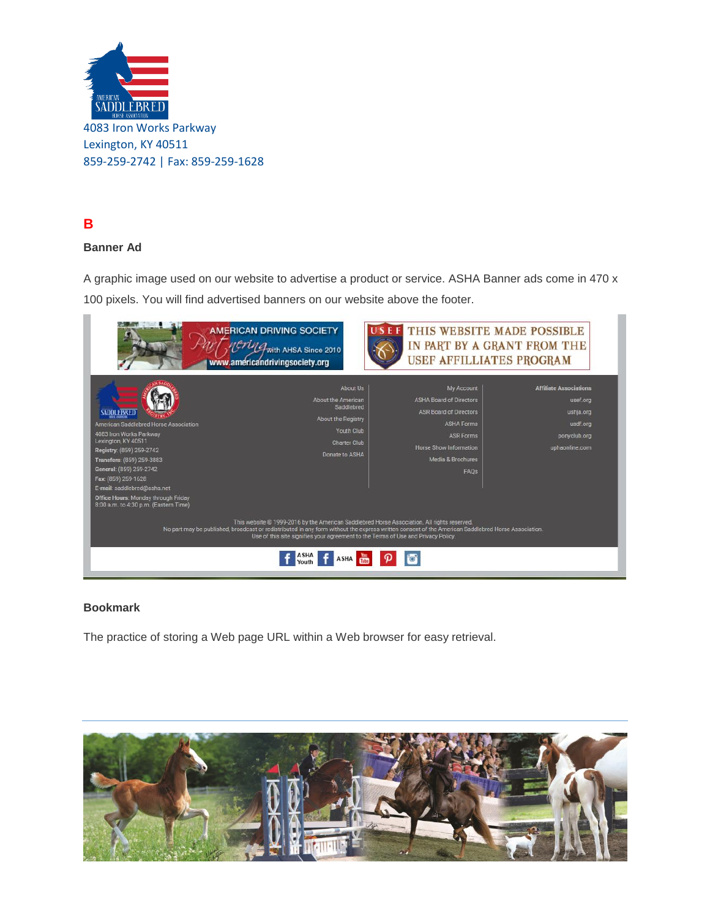4083 Iron Works Parkway
Lexington, KY 40511
859-259-2742 | Fax: 859-259-1628

## B

### Banner Ad

A graphic image used on our website to advertise a product or service. ASHA Banner ads come in 470 x 100 pixels. You will find advertised banners on our website above the footer.

### Bookmark

The practice of storing a Web page URL within a Web browser for easy retrieval.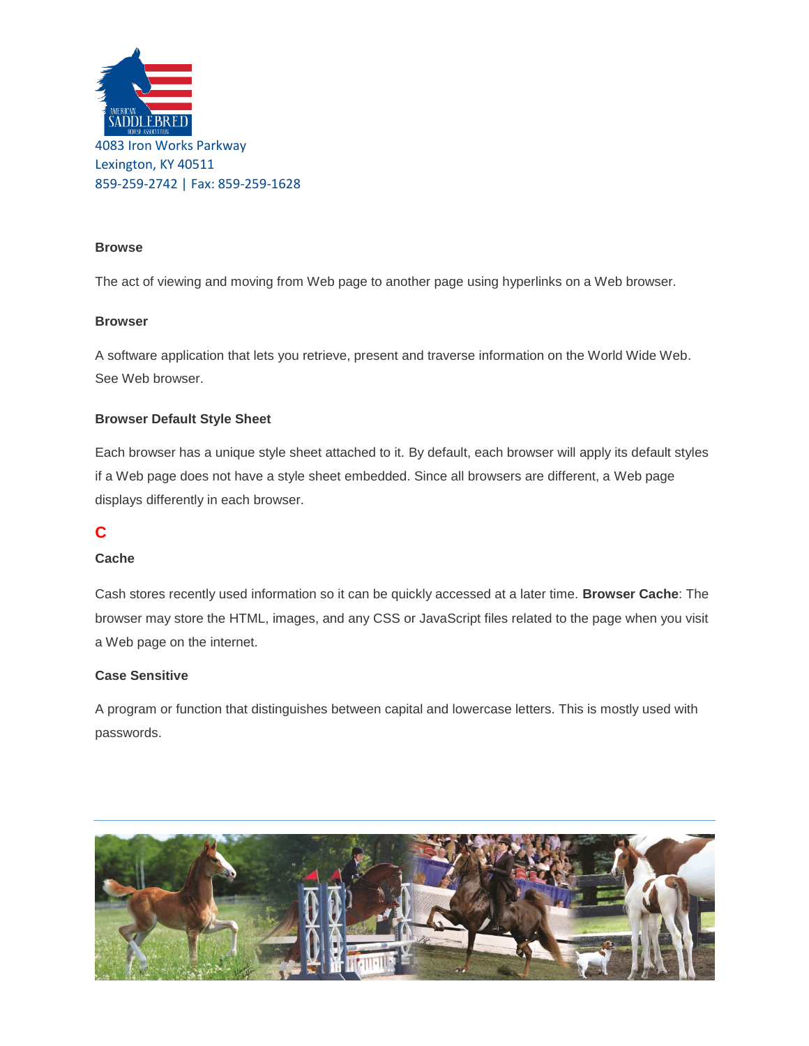4083 Iron Works Parkway
Lexington, KY 40511
859-259-2742 | Fax: 859-259-1628

### Browse

The act of viewing and moving from Web page to another page using hyperlinks on a Web browser.

### Browser

A software application that lets you retrieve, present and traverse information on the World Wide Web. See Web browser.

### Browser Default Style Sheet

Each browser has a unique style sheet attached to it. By default, each browser will apply its default styles if a Web page does not have a style sheet embedded. Since all browsers are different, a Web page displays differently in each browser.

## C

### Cache

Cash stores recently used information so it can be quickly accessed at a later time. **Browser Cache**: The browser may store the HTML, images, and any CSS or JavaScript files related to the page when you visit a Web page on the internet.

### Case Sensitive

A program or function that distinguishes between capital and lowercase letters. This is mostly used with passwords.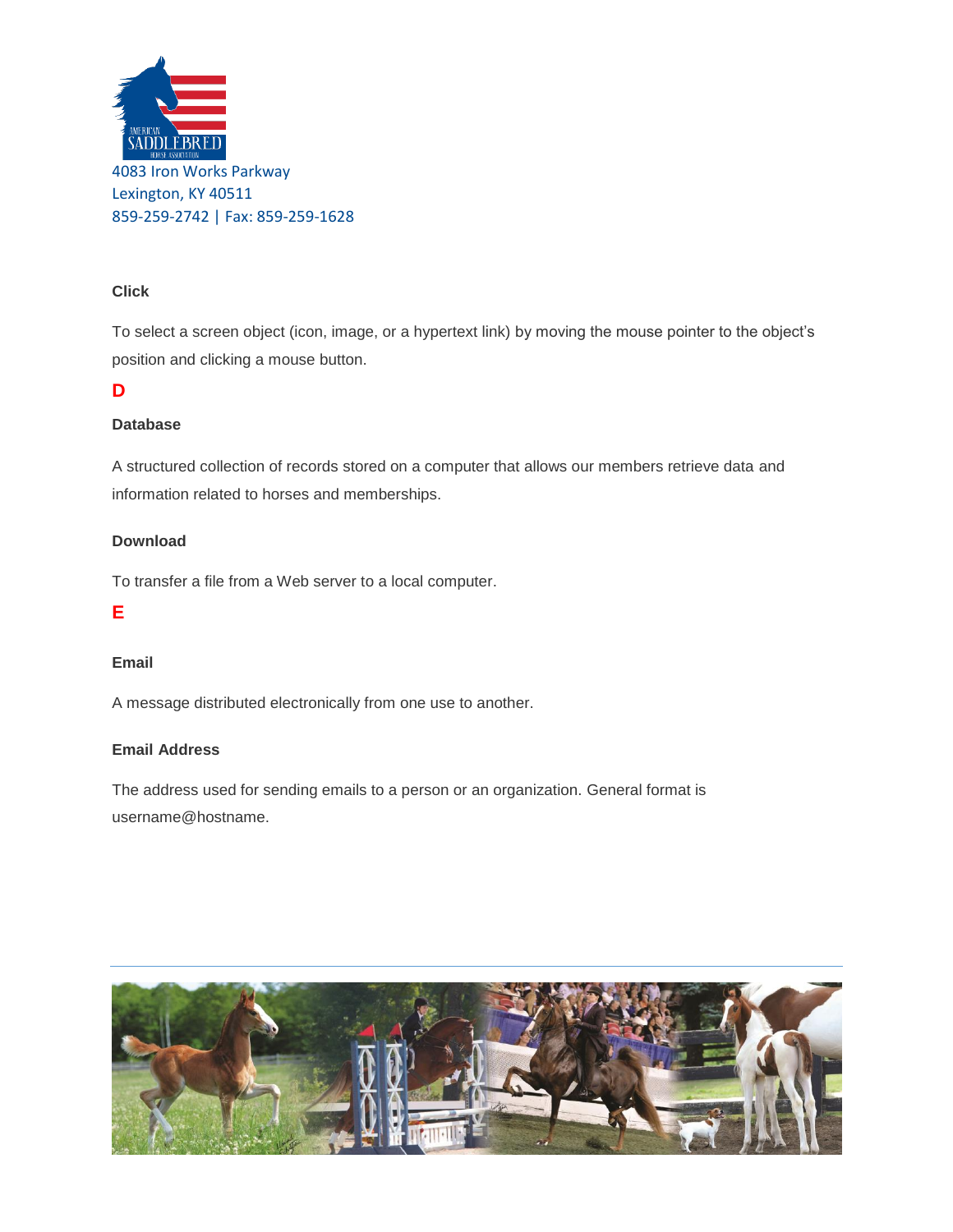4083 Iron Works Parkway
Lexington, KY 40511
859-259-2742 | Fax: 859-259-1628

**Click**

To select a screen object (icon, image, or a hypertext link) by moving the mouse pointer to the object's position and clicking a mouse button.

## D

**Database**

A structured collection of records stored on a computer that allows our members retrieve data and information related to horses and memberships.

**Download**

To transfer a file from a Web server to a local computer.

## E

**Email**

A message distributed electronically from one use to another.

**Email Address**

The address used for sending emails to a person or an organization. General format is username@hostname.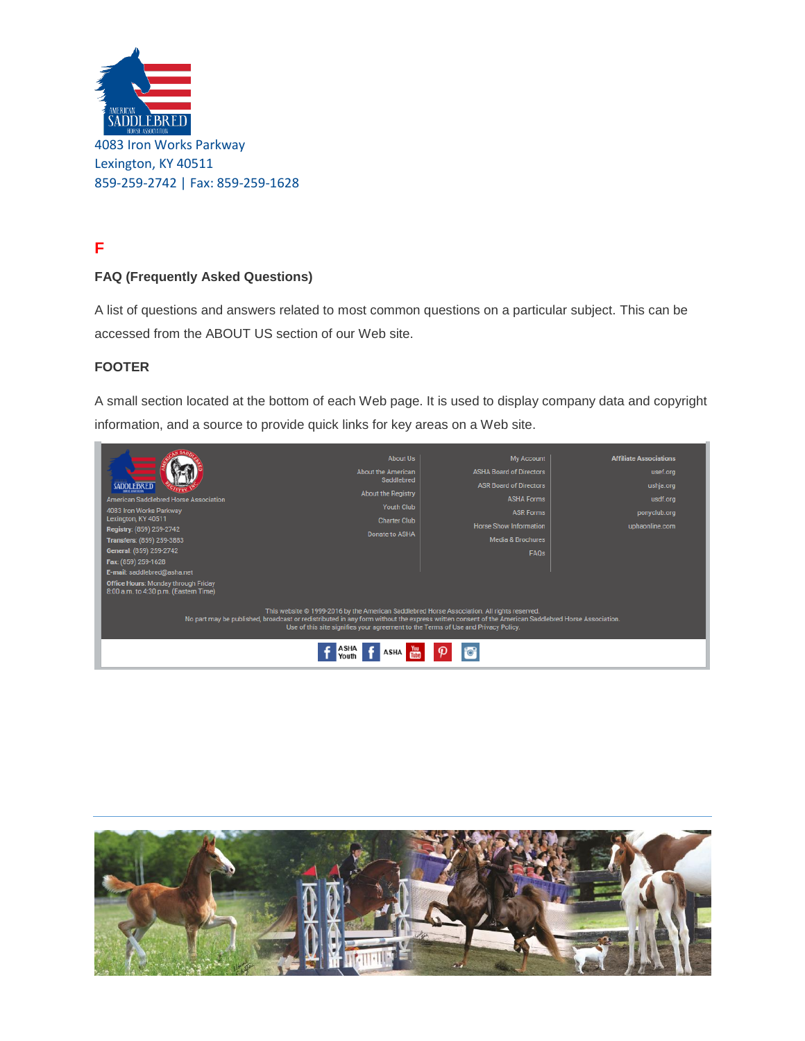4083 Iron Works Parkway
Lexington, KY 40511
859-259-2742 | Fax: 859-259-1628

## F

**FAQ (Frequently Asked Questions)**

A list of questions and answers related to most common questions on a particular subject. This can be accessed from the ABOUT US section of our Web site.

**FOOTER**

A small section located at the bottom of each Web page. It is used to display company data and copyright information, and a source to provide quick links for key areas on a Web site.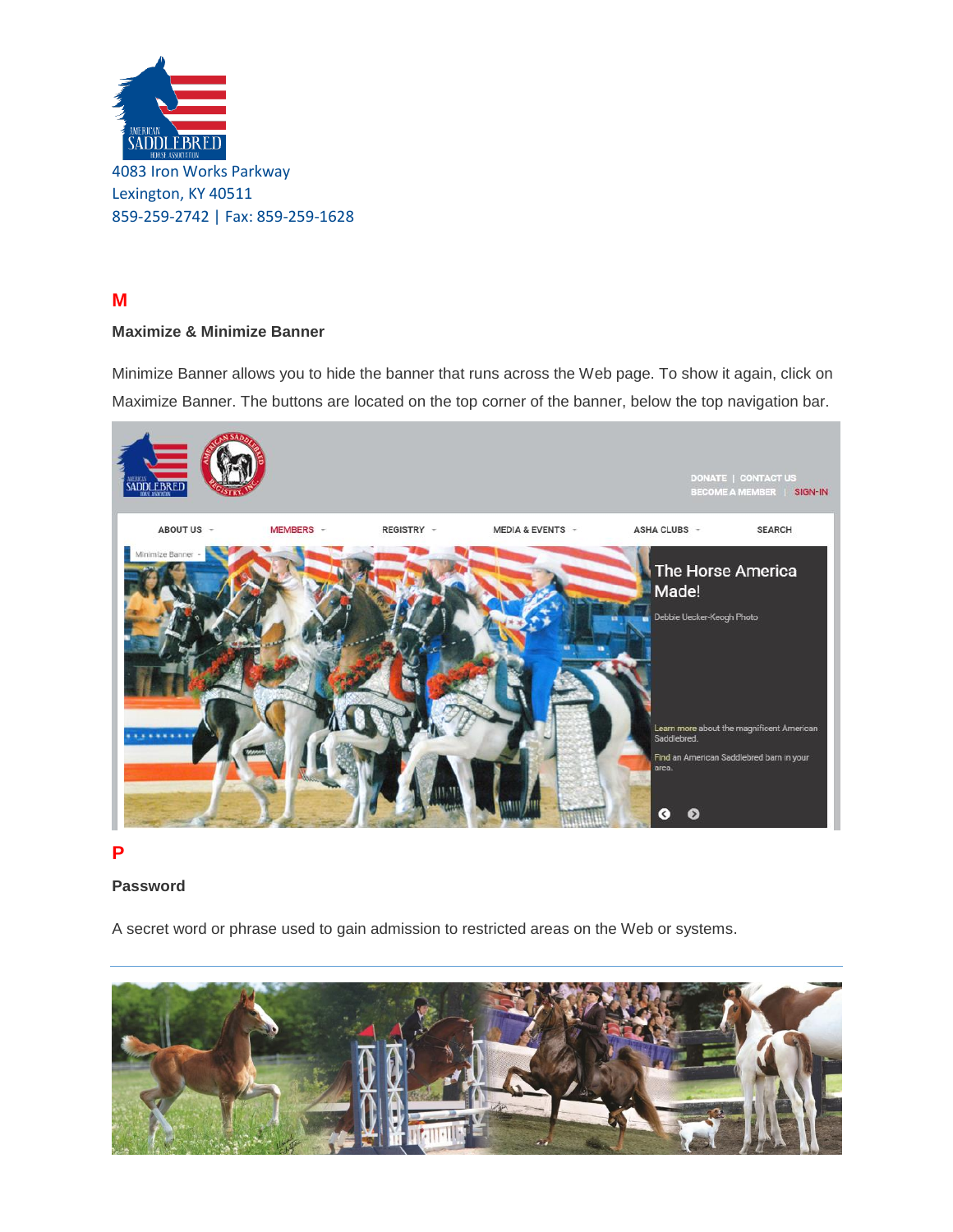4083 Iron Works Parkway
Lexington, KY 40511
859-259-2742 | Fax: 859-259-1628

## M

### Maximize & Minimize Banner

Minimize Banner allows you to hide the banner that runs across the Web page. To show it again, click on Maximize Banner. The buttons are located on the top corner of the banner, below the top navigation bar.

## P

### Password

A secret word or phrase used to gain admission to restricted areas on the Web or systems.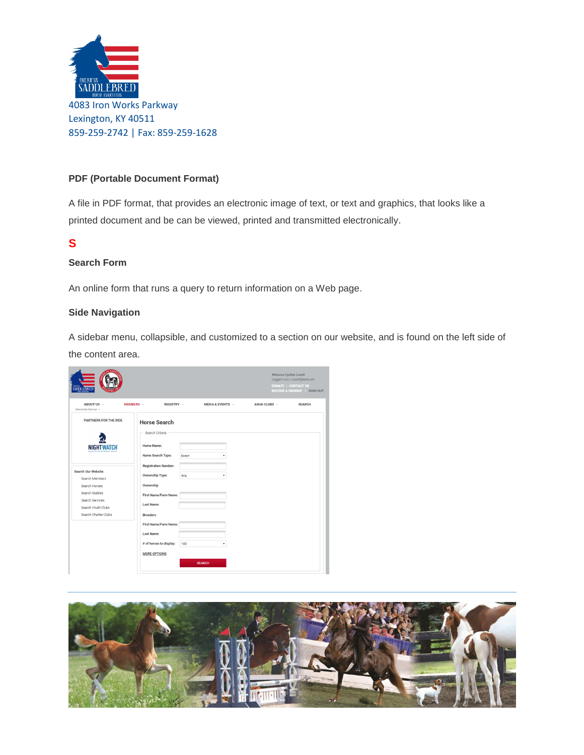4083 Iron Works Parkway
Lexington, KY 40511
859-259-2742 | Fax: 859-259-1628

**PDF (Portable Document Format)**

A file in PDF format, that provides an electronic image of text, or text and graphics, that looks like a printed document and be can be viewed, printed and transmitted electronically.

## S

**Search Form**

An online form that runs a query to return information on a Web page.

**Side Navigation**

A sidebar menu, collapsible, and customized to a section on our website, and is found on the left side of the content area.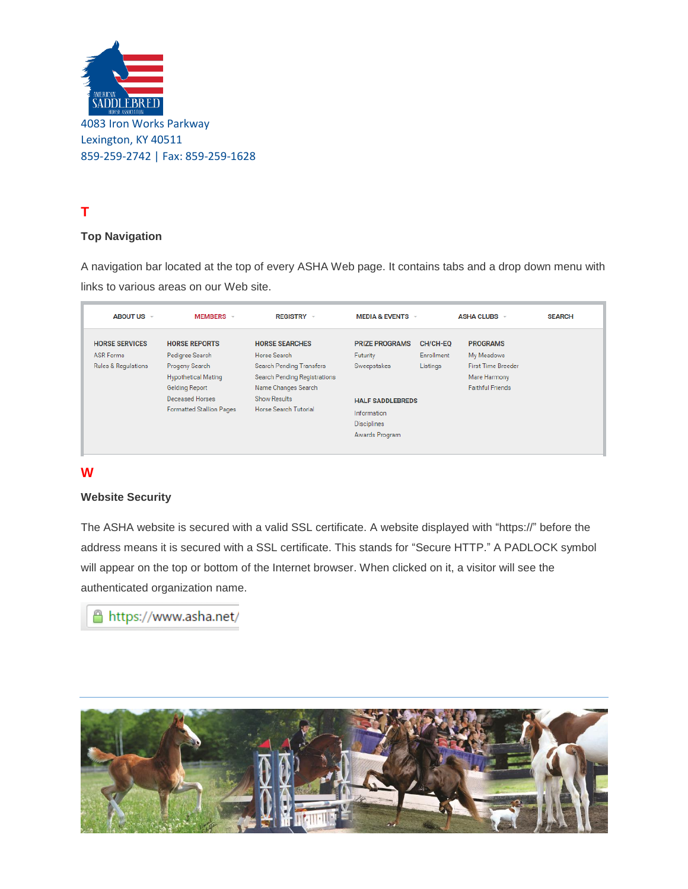4083 Iron Works Parkway
Lexington, KY 40511
859-259-2742 | Fax: 859-259-1628

## T

### Top Navigation

A navigation bar located at the top of every ASHA Web page. It contains tabs and a drop down menu with links to various areas on our Web site.

ABOUT US | MEMBERS | REGISTRY | MEDIA & EVENTS | ASHA CLUBS | SEARCH

HORSE SERVICES
ASR Forms
Rules & Regulations

HORSE REPORTS
Pedigree Search
Progeny Search
Hypothetical Mating
Gelding Report
Deceased Horses
Formatted Stallion Pages

HORSE SEARCHES
Horse Search
Search Pending Transfers
Search Pending Registrations
Name Changes Search
Show Results
Horse Search Tutorial

PRIZE PROGRAMS
Futurity
Sweepstakes

CH/CH-EQ
Enrollment
Listings

HALF SADDLEBREDS
Information
Disciplines
Awards Program

PROGRAMS
My Meadows
First Time Breeder
Mare Harmony
Faithful Friends

## W

### Website Security

The ASHA website is secured with a valid SSL certificate. A website displayed with “https://” before the address means it is secured with a SSL certificate. This stands for “Secure HTTP.” A PADLOCK symbol will appear on the top or bottom of the Internet browser. When clicked on it, a visitor will see the authenticated organization name.

https://www.asha.net/